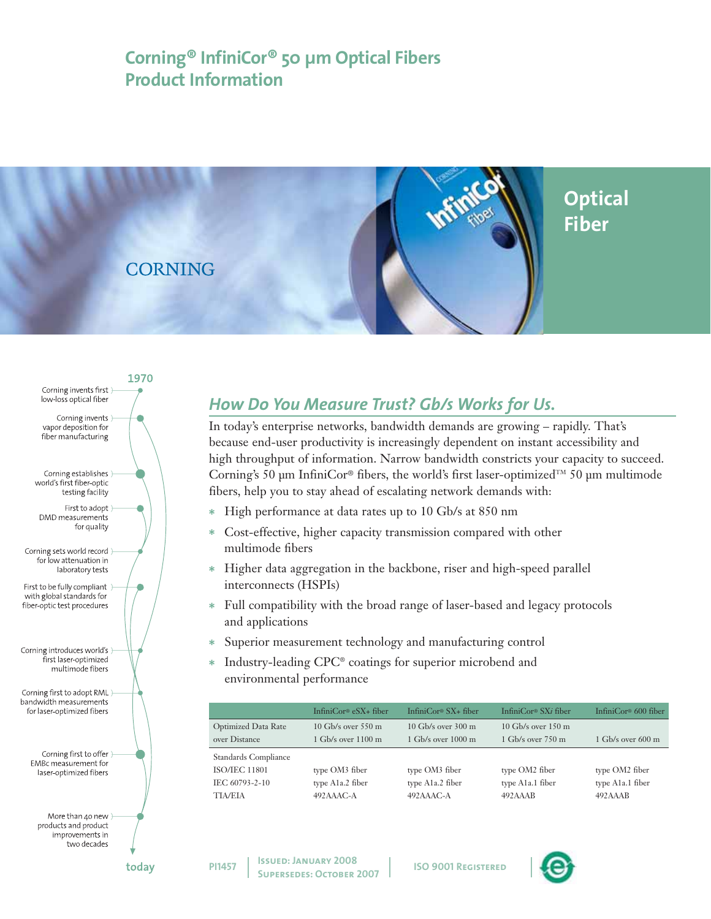# Corning® InfiniCor® 50 μm Optical Fibers
# Product Information

CORNING

**Optical Fiber**

1970

- Corning invents first low-loss optical fiber
- Corning invents vapor deposition for fiber manufacturing
- Corning establishes world's first fiber-optic testing facility
- First to adopt DMD measurements for quality
- Corning sets world record for low attenuation in laboratory tests
- First to be fully compliant with global standards for fiber-optic test procedures
- Corning introduces world's first laser-optimized multimode fibers
- Corning first to adopt RML bandwidth measurements for laser-optimized fibers
- Corning first to offer EMBc measurement for laser-optimized fibers
- More than 40 new products and product improvements in two decades

today

## *How Do You Measure Trust? Gb/s Works for Us.*

In today's enterprise networks, bandwidth demands are growing – rapidly. That's because end-user productivity is increasingly dependent on instant accessibility and high throughput of information. Narrow bandwidth constricts your capacity to succeed. Corning's 50 μm InfiniCor® fibers, the world's first laser-optimized™ 50 μm multimode fibers, help you to stay ahead of escalating network demands with:

* High performance at data rates up to 10 Gb/s at 850 nm
* Cost-effective, higher capacity transmission compared with other multimode fibers
* Higher data aggregation in the backbone, riser and high-speed parallel interconnects (HSPIs)
* Full compatibility with the broad range of laser-based and legacy protocols and applications
* Superior measurement technology and manufacturing control
* Industry-leading CPC® coatings for superior microbend and environmental performance

| | InfiniCor® eSX+ fiber | InfiniCor® SX+ fiber | InfiniCor® SX*i* fiber | InfiniCor® 600 fiber |
|---|---|---|---|---|
| Optimized Data Rate over Distance | 10 Gb/s over 550 m<br>1 Gb/s over 1100 m | 10 Gb/s over 300 m<br>1 Gb/s over 1000 m | 10 Gb/s over 150 m<br>1 Gb/s over 750 m | <br>1 Gb/s over 600 m |
| Standards Compliance | | | | |
| ISO/IEC 11801 | type OM3 fiber | type OM3 fiber | type OM2 fiber | type OM2 fiber |
| IEC 60793-2-10 | type A1a.2 fiber | type A1a.2 fiber | type A1a.1 fiber | type A1a.1 fiber |
| TIA/EIA | 492AAAC-A | 492AAAC-A | 492AAAB | 492AAAB |

PI1457 | Issued: January 2008 Supersedes: October 2007 | ISO 9001 Registered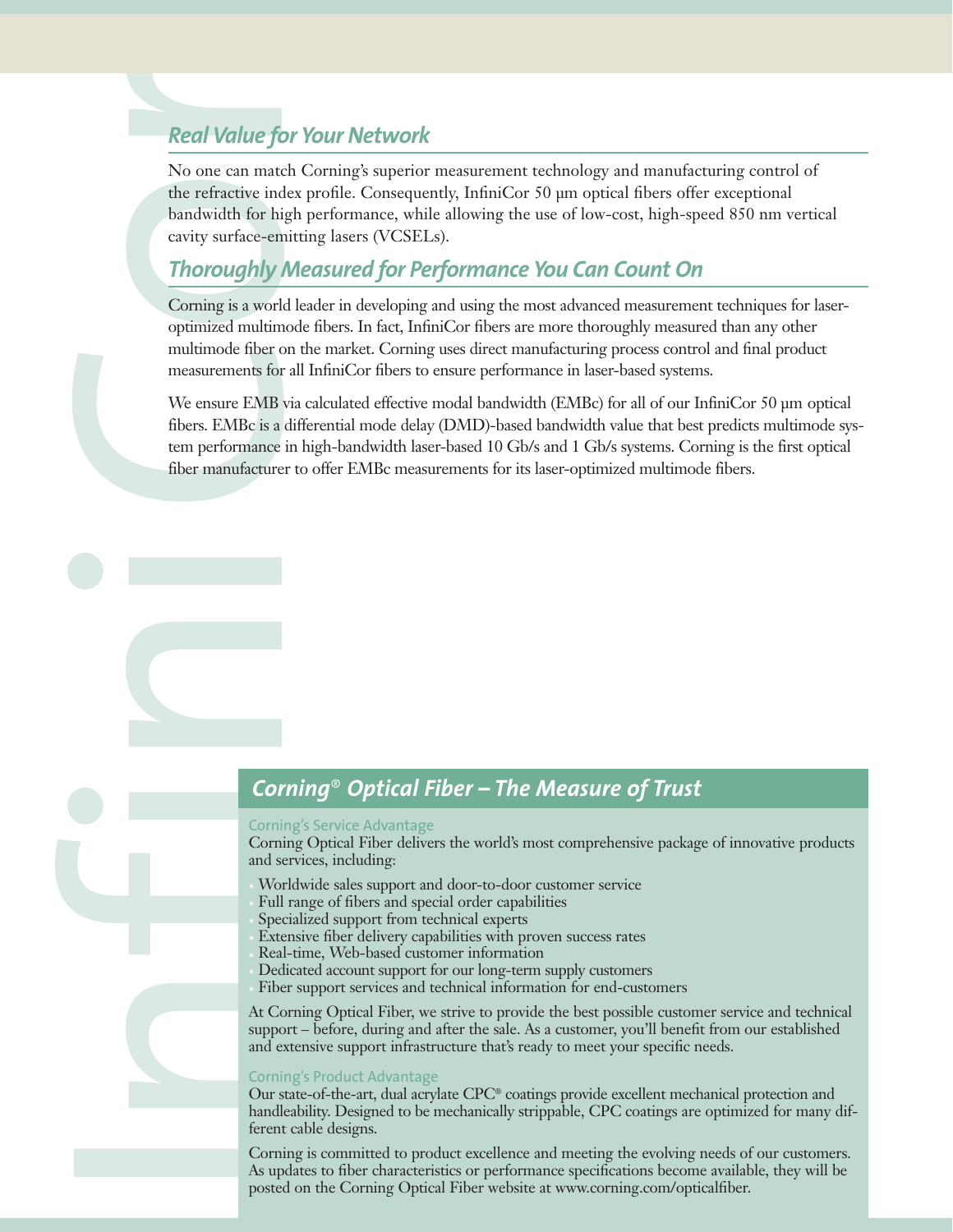## Real Value for Your Network

No one can match Corning's superior measurement technology and manufacturing control of the refractive index profile. Consequently, InfiniCor 50 µm optical fibers offer exceptional bandwidth for high performance, while allowing the use of low-cost, high-speed 850 nm vertical cavity surface-emitting lasers (VCSELs).

## Thoroughly Measured for Performance You Can Count On

Corning is a world leader in developing and using the most advanced measurement techniques for laser-optimized multimode fibers. In fact, InfiniCor fibers are more thoroughly measured than any other multimode fiber on the market. Corning uses direct manufacturing process control and final product measurements for all InfiniCor fibers to ensure performance in laser-based systems.

We ensure EMB via calculated effective modal bandwidth (EMBc) for all of our InfiniCor 50 µm optical fibers. EMBc is a differential mode delay (DMD)-based bandwidth value that best predicts multimode system performance in high-bandwidth laser-based 10 Gb/s and 1 Gb/s systems. Corning is the first optical fiber manufacturer to offer EMBc measurements for its laser-optimized multimode fibers.

## Corning® Optical Fiber – The Measure of Trust

### Corning's Service Advantage

Corning Optical Fiber delivers the world's most comprehensive package of innovative products and services, including:

- Worldwide sales support and door-to-door customer service
- Full range of fibers and special order capabilities
- Specialized support from technical experts
- Extensive fiber delivery capabilities with proven success rates
- Real-time, Web-based customer information
- Dedicated account support for our long-term supply customers
- Fiber support services and technical information for end-customers

At Corning Optical Fiber, we strive to provide the best possible customer service and technical support – before, during and after the sale. As a customer, you'll benefit from our established and extensive support infrastructure that's ready to meet your specific needs.

### Corning's Product Advantage

Our state-of-the-art, dual acrylate CPC® coatings provide excellent mechanical protection and handleability. Designed to be mechanically strippable, CPC coatings are optimized for many different cable designs.

Corning is committed to product excellence and meeting the evolving needs of our customers. As updates to fiber characteristics or performance specifications become available, they will be posted on the Corning Optical Fiber website at www.corning.com/opticalfiber.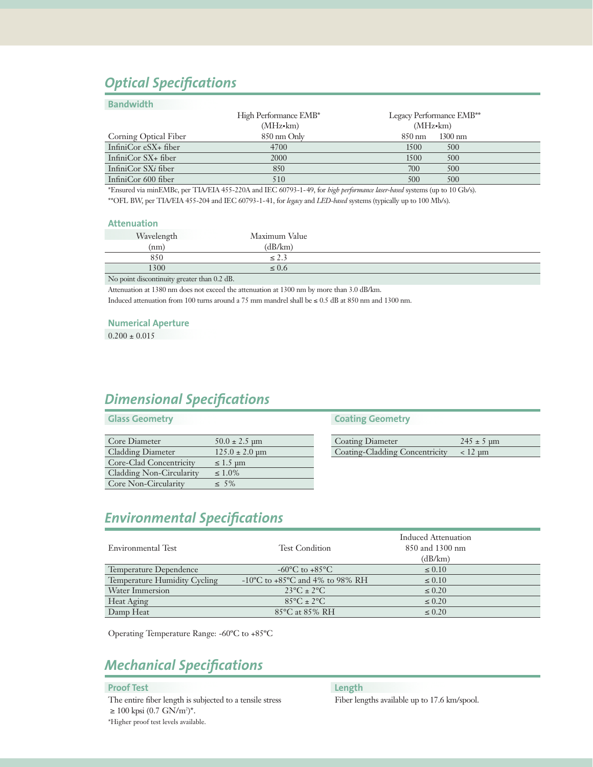## Optical Specifications

### Bandwidth

| Corning Optical Fiber | High Performance EMB* (MHz•km) 850 nm Only | Legacy Performance EMB** (MHz•km) 850 nm | 1300 nm |
|---|---|---|---|
| InfiniCor eSX+ fiber | 4700 | 1500 | 500 |
| InfiniCor SX+ fiber | 2000 | 1500 | 500 |
| InfiniCor SX*i* fiber | 850 | 700 | 500 |
| InfiniCor 600 fiber | 510 | 500 | 500 |

*Ensured via minEMBc, per TIA/EIA 455-220A and IEC 60793-1-49, for *high performance laser-based* systems (up to 10 Gb/s).

**OFL BW, per TIA/EIA 455-204 and IEC 60793-1-41, for *legacy* and *LED-based* systems (typically up to 100 Mb/s).

### Attenuation

| Wavelength (nm) | Maximum Value (dB/km) |
|---|---|
| 850 | ≤ 2.3 |
| 1300 | ≤ 0.6 |

No point discontinuity greater than 0.2 dB.

Attenuation at 1380 nm does not exceed the attenuation at 1300 nm by more than 3.0 dB/km.

Induced attenuation from 100 turns around a 75 mm mandrel shall be ≤ 0.5 dB at 850 nm and 1300 nm.

### Numerical Aperture

0.200 ± 0.015

## Dimensional Specifications

### Glass Geometry

| | |
|---|---|
| Core Diameter | 50.0 ± 2.5 µm |
| Cladding Diameter | 125.0 ± 2.0 µm |
| Core-Clad Concentricity | ≤ 1.5 µm |
| Cladding Non-Circularity | ≤ 1.0% |
| Core Non-Circularity | ≤ 5% |

### Coating Geometry

| | |
|---|---|
| Coating Diameter | 245 ± 5 µm |
| Coating-Cladding Concentricity | < 12 µm |

## Environmental Specifications

| Environmental Test | Test Condition | Induced Attenuation 850 and 1300 nm (dB/km) |
|---|---|---|
| Temperature Dependence | -60°C to +85°C | ≤ 0.10 |
| Temperature Humidity Cycling | -10°C to +85°C and 4% to 98% RH | ≤ 0.10 |
| Water Immersion | 23°C ± 2°C | ≤ 0.20 |
| Heat Aging | 85°C ± 2°C | ≤ 0.20 |
| Damp Heat | 85°C at 85% RH | ≤ 0.20 |

Operating Temperature Range: -60°C to +85°C

## Mechanical Specifications

### Proof Test

The entire fiber length is subjected to a tensile stress ≥ 100 kpsi (0.7 GN/$m^2$)*.

*Higher proof test levels available.

### Length

Fiber lengths available up to 17.6 km/spool.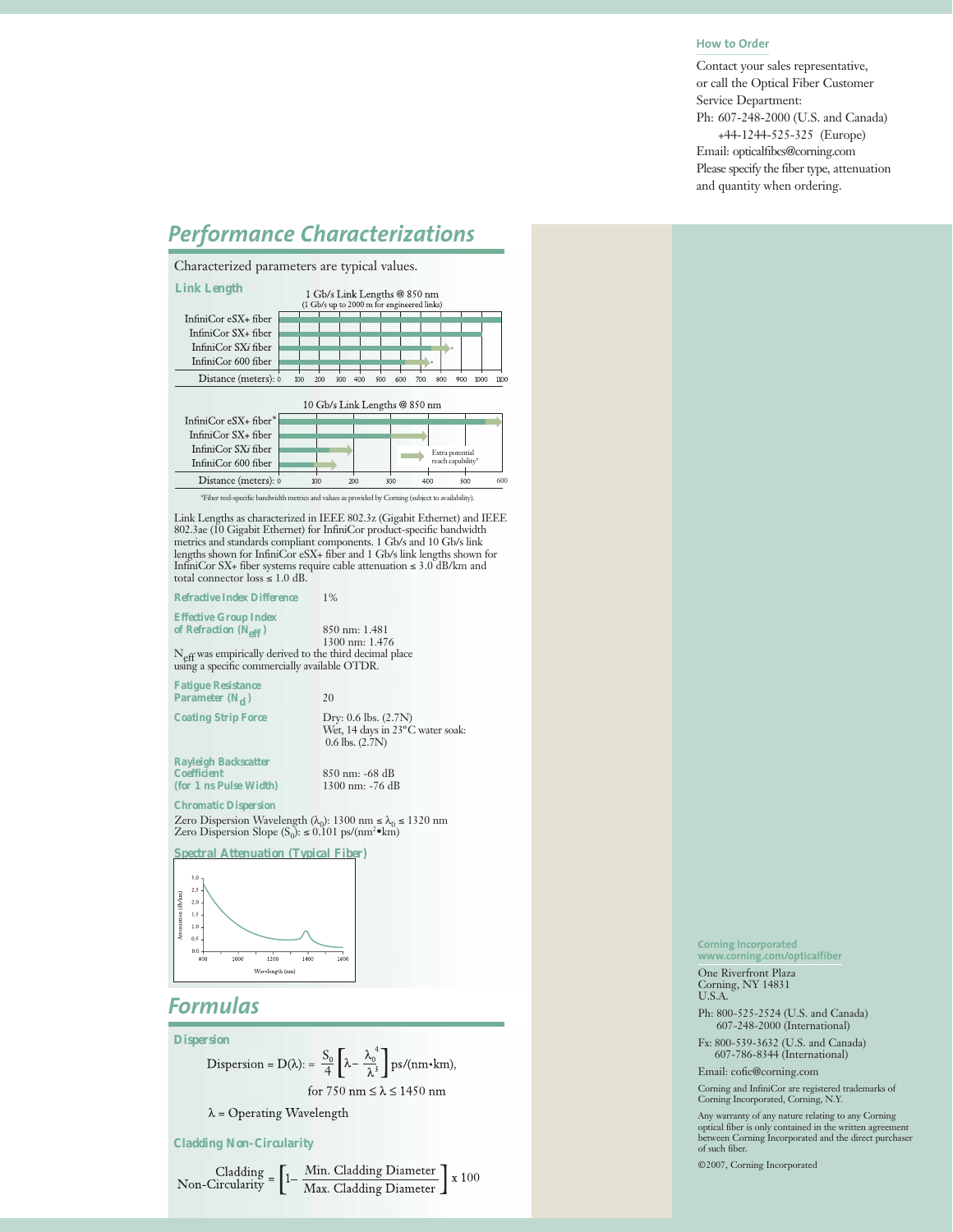### How to Order

Contact your sales representative, or call the Optical Fiber Customer Service Department:
Ph: 607-248-2000 (U.S. and Canada)
+44-1244-525-325 (Europe)
Email: opticalfibcs@corning.com
Please specify the fiber type, attenuation and quantity when ordering.

## Performance Characterizations

Characterized parameters are typical values.

### Link Length

1 Gb/s Link Lengths @ 850 nm
(1 Gb/s up to 2000 m for engineered links)

InfiniCor eSX+ fiber
InfiniCor SX+ fiber
InfiniCor SX*i* fiber*
InfiniCor 600 fiber*
Distance (meters): 0 100 200 300 400 500 600 700 800 900 1000 1100

10 Gb/s Link Lengths @ 850 nm

InfiniCor eSX+ fiber*
InfiniCor SX+ fiber
InfiniCor SX*i* fiber
InfiniCor 600 fiber
Extra potential reach capability*
Distance (meters): 0 100 200 300 400 500 600

*Fiber reel-specific bandwidth metrics and values as provided by Corning (subject to availability).

Link Lengths as characterized in IEEE 802.3z (Gigabit Ethernet) and IEEE 802.3ae (10 Gigabit Ethernet) for InfiniCor product-specific bandwidth metrics and standards compliant components. 1 Gb/s and 10 Gb/s link lengths shown for InfiniCor eSX+ fiber and 1 Gb/s link lengths shown for InfiniCor SX+ fiber systems require cable attenuation ≤ 3.0 dB/km and total connector loss ≤ 1.0 dB.

**Refractive Index Difference** 1%

**Effective Group Index of Refraction ($N_{eff}$)**
850 nm: 1.481
1300 nm: 1.476

$N_{eff}$ was empirically derived to the third decimal place using a specific commercially available OTDR.

**Fatigue Resistance Parameter ($N_d$)** 20

**Coating Strip Force**
Dry: 0.6 lbs. (2.7N)
Wet, 14 days in 23°C water soak: 0.6 lbs. (2.7N)

**Rayleigh Backscatter Coefficient (for 1 ns Pulse Width)**
850 nm: -68 dB
1300 nm: -76 dB

**Chromatic Dispersion**

Zero Dispersion Wavelength ($\lambda_0$): 1300 nm ≤ $\lambda_0$ ≤ 1320 nm
Zero Dispersion Slope ($S_0$): ≤ 0.101 ps/(nm²•km)

**Spectral Attenuation (Typical Fiber)**

Attenuation (dB/km)
3.0
2.5
2.0
1.5
1.0
0.5
0.0
800 1000 1200 1400 1600
Wavelength (nm)

## Formulas

**Dispersion**

$$\text{Dispersion} = D(\lambda) := \frac{S_0}{4}\left[\lambda - \frac{\lambda_0^4}{\lambda^3}\right] \text{ps/(nm•km)},$$

for 750 nm ≤ λ ≤ 1450 nm

λ = Operating Wavelength

**Cladding Non-Circularity**

$$\text{Cladding Non-Circularity} = \left[1 - \frac{\text{Min. Cladding Diameter}}{\text{Max. Cladding Diameter}}\right] \times 100$$

**Corning Incorporated**
**www.corning.com/opticalfiber**

One Riverfront Plaza
Corning, NY 14831
U.S.A.

Ph: 800-525-2524 (U.S. and Canada)
607-248-2000 (International)

Fx: 800-539-3632 (U.S. and Canada)
607-786-8344 (International)

Email: cofic@corning.com

Corning and InfiniCor are registered trademarks of Corning Incorporated, Corning, N.Y.

Any warranty of any nature relating to any Corning optical fiber is only contained in the written agreement between Corning Incorporated and the direct purchaser of such fiber.

©2007, Corning Incorporated